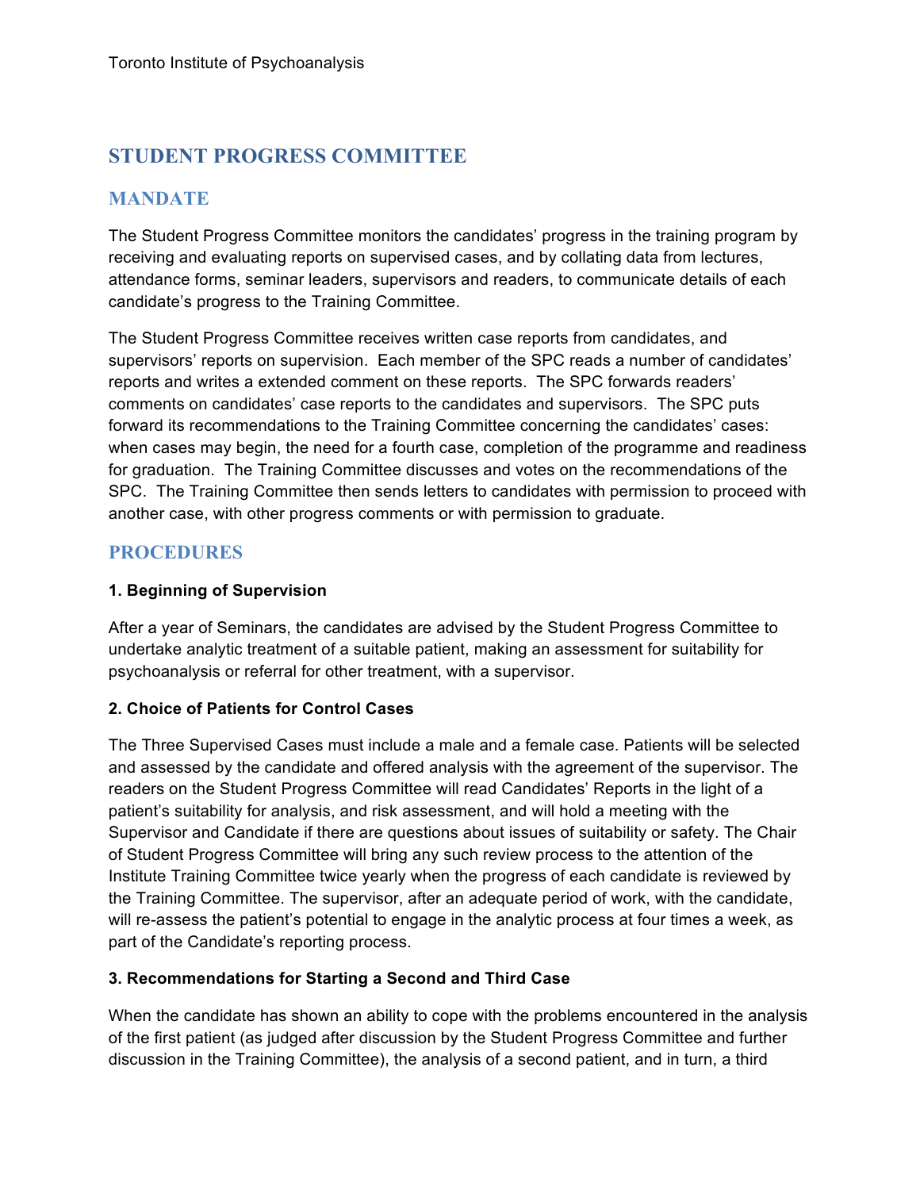# STUDENT PROGRESS COMMITTEE

## MANDATE

The Student Progress Committee monitors the candidates' progress in the training program by receiving and evaluating reports on supervised cases, and by collating data from lectures, attendance forms, seminar leaders, supervisors and readers, to communicate details of each candidate's progress to the Training Committee.

The Student Progress Committee receives written case reports from candidates, and supervisors' reports on supervision. Each member of the SPC reads a number of candidates' reports and writes a extended comment on these reports. The SPC forwards readers' comments on candidates' case reports to the candidates and supervisors. The SPC puts forward its recommendations to the Training Committee concerning the candidates' cases: when cases may begin, the need for a fourth case, completion of the programme and readiness for graduation. The Training Committee discusses and votes on the recommendations of the SPC. The Training Committee then sends letters to candidates with permission to proceed with another case, with other progress comments or with permission to graduate.

## PROCEDURES

### 1. Beginning of Supervision

After a year of Seminars, the candidates are advised by the Student Progress Committee to undertake analytic treatment of a suitable patient, making an assessment for suitability for psychoanalysis or referral for other treatment, with a supervisor.

### 2. Choice of Patients for Control Cases

The Three Supervised Cases must include a male and a female case. Patients will be selected and assessed by the candidate and offered analysis with the agreement of the supervisor. The readers on the Student Progress Committee will read Candidates' Reports in the light of a patient's suitability for analysis, and risk assessment, and will hold a meeting with the Supervisor and Candidate if there are questions about issues of suitability or safety. The Chair of Student Progress Committee will bring any such review process to the attention of the Institute Training Committee twice yearly when the progress of each candidate is reviewed by the Training Committee. The supervisor, after an adequate period of work, with the candidate, will re-assess the patient's potential to engage in the analytic process at four times a week, as part of the Candidate's reporting process.

### 3. Recommendations for Starting a Second and Third Case

When the candidate has shown an ability to cope with the problems encountered in the analysis of the first patient (as judged after discussion by the Student Progress Committee and further discussion in the Training Committee), the analysis of a second patient, and in turn, a third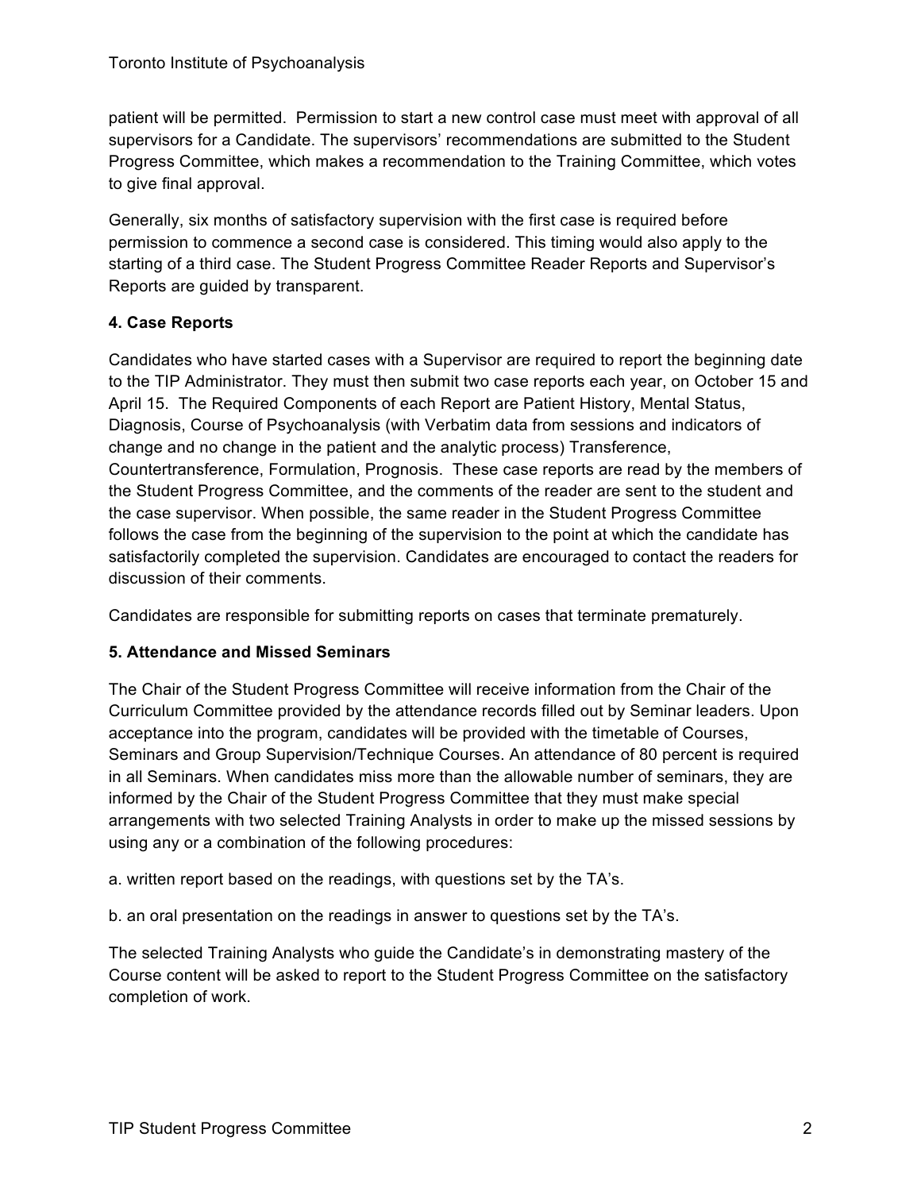patient will be permitted. Permission to start a new control case must meet with approval of all supervisors for a Candidate. The supervisors' recommendations are submitted to the Student Progress Committee, which makes a recommendation to the Training Committee, which votes to give final approval.

Generally, six months of satisfactory supervision with the first case is required before permission to commence a second case is considered. This timing would also apply to the starting of a third case. The Student Progress Committee Reader Reports and Supervisor's Reports are guided by transparent.

### 4. Case Reports

Candidates who have started cases with a Supervisor are required to report the beginning date to the TIP Administrator. They must then submit two case reports each year, on October 15 and April 15. The Required Components of each Report are Patient History, Mental Status, Diagnosis, Course of Psychoanalysis (with Verbatim data from sessions and indicators of change and no change in the patient and the analytic process) Transference, Countertransference, Formulation, Prognosis. These case reports are read by the members of the Student Progress Committee, and the comments of the reader are sent to the student and the case supervisor. When possible, the same reader in the Student Progress Committee follows the case from the beginning of the supervision to the point at which the candidate has satisfactorily completed the supervision. Candidates are encouraged to contact the readers for discussion of their comments.

Candidates are responsible for submitting reports on cases that terminate prematurely.

### 5. Attendance and Missed Seminars

The Chair of the Student Progress Committee will receive information from the Chair of the Curriculum Committee provided by the attendance records filled out by Seminar leaders. Upon acceptance into the program, candidates will be provided with the timetable of Courses, Seminars and Group Supervision/Technique Courses. An attendance of 80 percent is required in all Seminars. When candidates miss more than the allowable number of seminars, they are informed by the Chair of the Student Progress Committee that they must make special arrangements with two selected Training Analysts in order to make up the missed sessions by using any or a combination of the following procedures:

a. written report based on the readings, with questions set by the TA's.

b. an oral presentation on the readings in answer to questions set by the TA's.

The selected Training Analysts who guide the Candidate's in demonstrating mastery of the Course content will be asked to report to the Student Progress Committee on the satisfactory completion of work.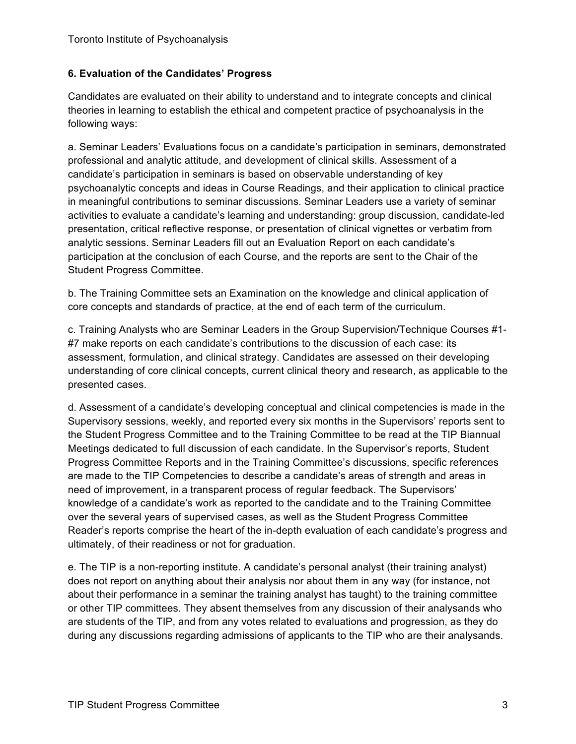**6. Evaluation of the Candidates' Progress**

Candidates are evaluated on their ability to understand and to integrate concepts and clinical theories in learning to establish the ethical and competent practice of psychoanalysis in the following ways:

a. Seminar Leaders' Evaluations focus on a candidate's participation in seminars, demonstrated professional and analytic attitude, and development of clinical skills. Assessment of a candidate's participation in seminars is based on observable understanding of key psychoanalytic concepts and ideas in Course Readings, and their application to clinical practice in meaningful contributions to seminar discussions. Seminar Leaders use a variety of seminar activities to evaluate a candidate's learning and understanding: group discussion, candidate-led presentation, critical reflective response, or presentation of clinical vignettes or verbatim from analytic sessions. Seminar Leaders fill out an Evaluation Report on each candidate's participation at the conclusion of each Course, and the reports are sent to the Chair of the Student Progress Committee.

b. The Training Committee sets an Examination on the knowledge and clinical application of core concepts and standards of practice, at the end of each term of the curriculum.

c. Training Analysts who are Seminar Leaders in the Group Supervision/Technique Courses #1-#7 make reports on each candidate's contributions to the discussion of each case: its assessment, formulation, and clinical strategy. Candidates are assessed on their developing understanding of core clinical concepts, current clinical theory and research, as applicable to the presented cases.

d. Assessment of a candidate's developing conceptual and clinical competencies is made in the Supervisory sessions, weekly, and reported every six months in the Supervisors' reports sent to the Student Progress Committee and to the Training Committee to be read at the TIP Biannual Meetings dedicated to full discussion of each candidate. In the Supervisor's reports, Student Progress Committee Reports and in the Training Committee's discussions, specific references are made to the TIP Competencies to describe a candidate's areas of strength and areas in need of improvement, in a transparent process of regular feedback. The Supervisors' knowledge of a candidate's work as reported to the candidate and to the Training Committee over the several years of supervised cases, as well as the Student Progress Committee Reader's reports comprise the heart of the in-depth evaluation of each candidate's progress and ultimately, of their readiness or not for graduation.

e. The TIP is a non-reporting institute. A candidate's personal analyst (their training analyst) does not report on anything about their analysis nor about them in any way (for instance, not about their performance in a seminar the training analyst has taught) to the training committee or other TIP committees. They absent themselves from any discussion of their analysands who are students of the TIP, and from any votes related to evaluations and progression, as they do during any discussions regarding admissions of applicants to the TIP who are their analysands.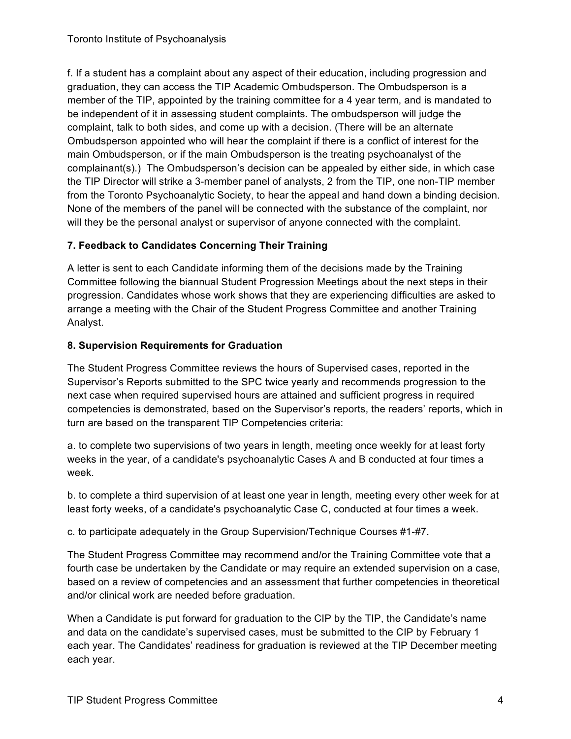f. If a student has a complaint about any aspect of their education, including progression and graduation, they can access the TIP Academic Ombudsperson. The Ombudsperson is a member of the TIP, appointed by the training committee for a 4 year term, and is mandated to be independent of it in assessing student complaints. The ombudsperson will judge the complaint, talk to both sides, and come up with a decision. (There will be an alternate Ombudsperson appointed who will hear the complaint if there is a conflict of interest for the main Ombudsperson, or if the main Ombudsperson is the treating psychoanalyst of the complainant(s).) The Ombudsperson's decision can be appealed by either side, in which case the TIP Director will strike a 3-member panel of analysts, 2 from the TIP, one non-TIP member from the Toronto Psychoanalytic Society, to hear the appeal and hand down a binding decision. None of the members of the panel will be connected with the substance of the complaint, nor will they be the personal analyst or supervisor of anyone connected with the complaint.

**7. Feedback to Candidates Concerning Their Training**

A letter is sent to each Candidate informing them of the decisions made by the Training Committee following the biannual Student Progression Meetings about the next steps in their progression. Candidates whose work shows that they are experiencing difficulties are asked to arrange a meeting with the Chair of the Student Progress Committee and another Training Analyst.

**8. Supervision Requirements for Graduation**

The Student Progress Committee reviews the hours of Supervised cases, reported in the Supervisor's Reports submitted to the SPC twice yearly and recommends progression to the next case when required supervised hours are attained and sufficient progress in required competencies is demonstrated, based on the Supervisor's reports, the readers' reports, which in turn are based on the transparent TIP Competencies criteria:

a. to complete two supervisions of two years in length, meeting once weekly for at least forty weeks in the year, of a candidate's psychoanalytic Cases A and B conducted at four times a week.

b. to complete a third supervision of at least one year in length, meeting every other week for at least forty weeks, of a candidate's psychoanalytic Case C, conducted at four times a week.

c. to participate adequately in the Group Supervision/Technique Courses #1-#7.

The Student Progress Committee may recommend and/or the Training Committee vote that a fourth case be undertaken by the Candidate or may require an extended supervision on a case, based on a review of competencies and an assessment that further competencies in theoretical and/or clinical work are needed before graduation.

When a Candidate is put forward for graduation to the CIP by the TIP, the Candidate's name and data on the candidate's supervised cases, must be submitted to the CIP by February 1 each year. The Candidates' readiness for graduation is reviewed at the TIP December meeting each year.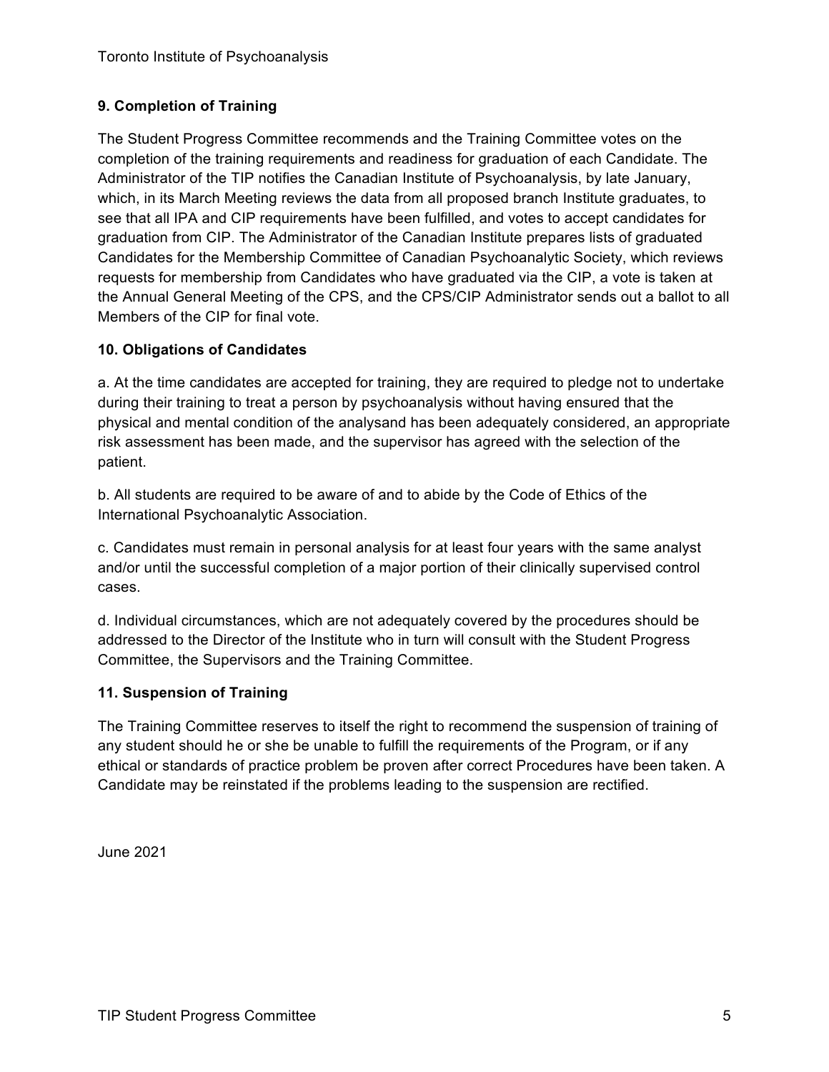## 9. Completion of Training

The Student Progress Committee recommends and the Training Committee votes on the completion of the training requirements and readiness for graduation of each Candidate. The Administrator of the TIP notifies the Canadian Institute of Psychoanalysis, by late January, which, in its March Meeting reviews the data from all proposed branch Institute graduates, to see that all IPA and CIP requirements have been fulfilled, and votes to accept candidates for graduation from CIP. The Administrator of the Canadian Institute prepares lists of graduated Candidates for the Membership Committee of Canadian Psychoanalytic Society, which reviews requests for membership from Candidates who have graduated via the CIP, a vote is taken at the Annual General Meeting of the CPS, and the CPS/CIP Administrator sends out a ballot to all Members of the CIP for final vote.

## 10. Obligations of Candidates

a. At the time candidates are accepted for training, they are required to pledge not to undertake during their training to treat a person by psychoanalysis without having ensured that the physical and mental condition of the analysand has been adequately considered, an appropriate risk assessment has been made, and the supervisor has agreed with the selection of the patient.

b. All students are required to be aware of and to abide by the Code of Ethics of the International Psychoanalytic Association.

c. Candidates must remain in personal analysis for at least four years with the same analyst and/or until the successful completion of a major portion of their clinically supervised control cases.

d. Individual circumstances, which are not adequately covered by the procedures should be addressed to the Director of the Institute who in turn will consult with the Student Progress Committee, the Supervisors and the Training Committee.

## 11. Suspension of Training

The Training Committee reserves to itself the right to recommend the suspension of training of any student should he or she be unable to fulfill the requirements of the Program, or if any ethical or standards of practice problem be proven after correct Procedures have been taken. A Candidate may be reinstated if the problems leading to the suspension are rectified.

June 2021